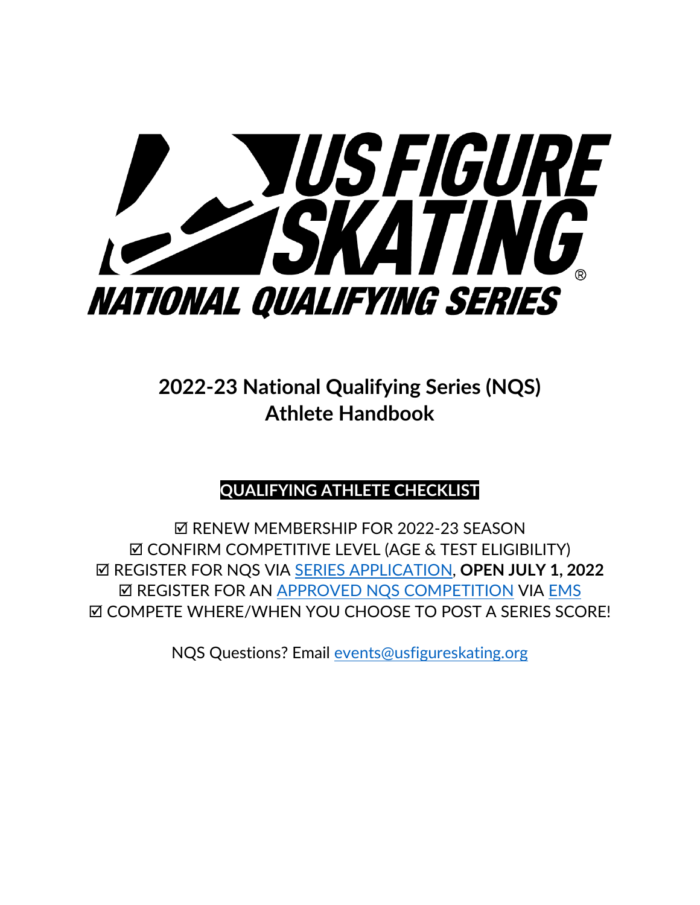# 2022-23 National Qualifying Series (NQS) Athlete Handbook

## QUALIFYING ATHLETE CHECKLIST

☑ RENEW MEMBERSHIP FOR 2022-23 SEASON
☑ CONFIRM COMPETITIVE LEVEL (AGE & TEST ELIGIBILITY)
☑ REGISTER FOR NQS VIA SERIES APPLICATION, **OPEN JULY 1, 2022**
☑ REGISTER FOR AN APPROVED NQS COMPETITION VIA EMS
☑ COMPETE WHERE/WHEN YOU CHOOSE TO POST A SERIES SCORE!

NQS Questions? Email events@usfigureskating.org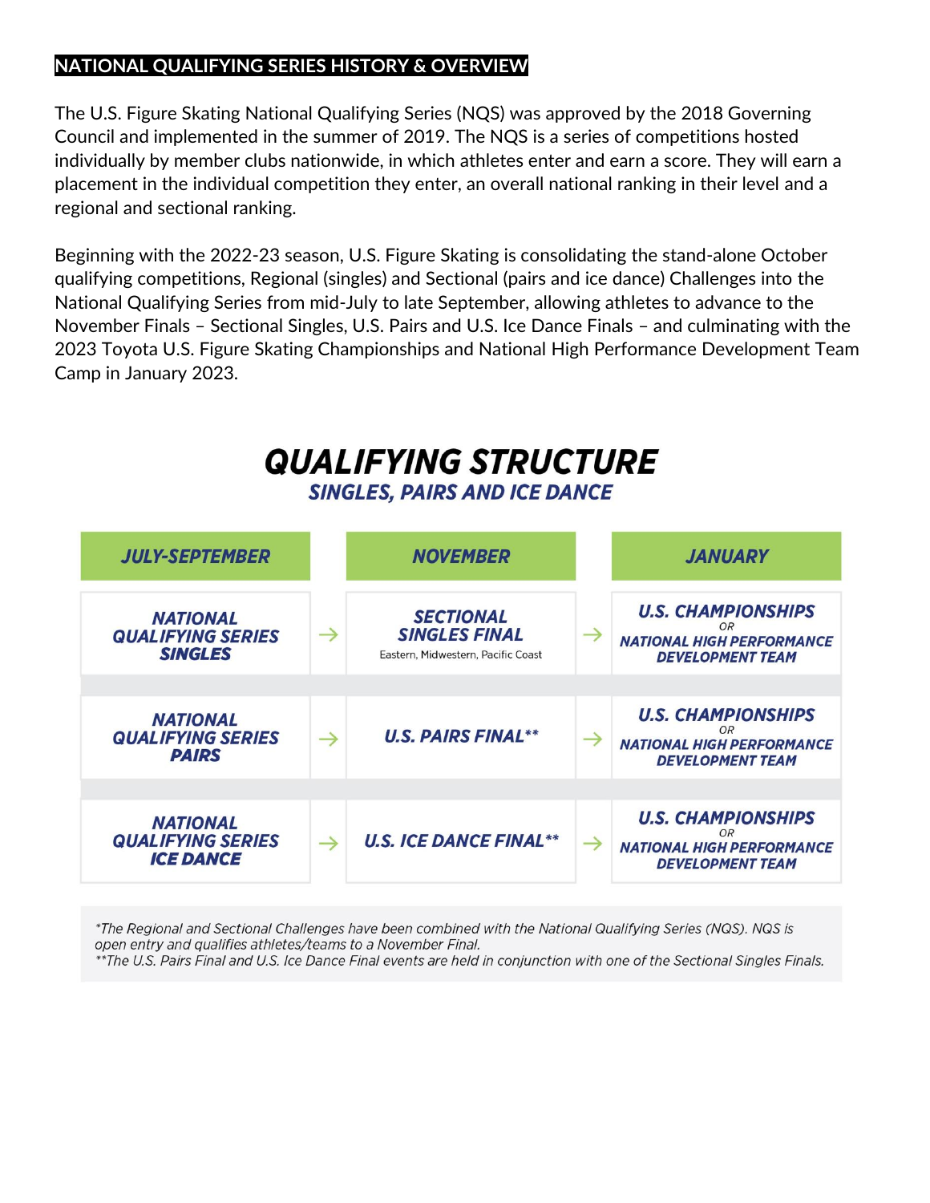## NATIONAL QUALIFYING SERIES HISTORY & OVERVIEW

The U.S. Figure Skating National Qualifying Series (NQS) was approved by the 2018 Governing Council and implemented in the summer of 2019. The NQS is a series of competitions hosted individually by member clubs nationwide, in which athletes enter and earn a score. They will earn a placement in the individual competition they enter, an overall national ranking in their level and a regional and sectional ranking.

Beginning with the 2022-23 season, U.S. Figure Skating is consolidating the stand-alone October qualifying competitions, Regional (singles) and Sectional (pairs and ice dance) Challenges into the National Qualifying Series from mid-July to late September, allowing athletes to advance to the November Finals – Sectional Singles, U.S. Pairs and U.S. Ice Dance Finals – and culminating with the 2023 Toyota U.S. Figure Skating Championships and National High Performance Development Team Camp in January 2023.

# QUALIFYING STRUCTURE

## SINGLES, PAIRS AND ICE DANCE

| JULY-SEPTEMBER | | NOVEMBER | | JANUARY |
|---|---|---|---|---|
| NATIONAL QUALIFYING SERIES SINGLES | → | SECTIONAL SINGLES FINAL<br>Eastern, Midwestern, Pacific Coast | → | U.S. CHAMPIONSHIPS<br>OR<br>NATIONAL HIGH PERFORMANCE DEVELOPMENT TEAM |
| NATIONAL QUALIFYING SERIES PAIRS | → | U.S. PAIRS FINAL** | → | U.S. CHAMPIONSHIPS<br>OR<br>NATIONAL HIGH PERFORMANCE DEVELOPMENT TEAM |
| NATIONAL QUALIFYING SERIES ICE DANCE | → | U.S. ICE DANCE FINAL** | → | U.S. CHAMPIONSHIPS<br>OR<br>NATIONAL HIGH PERFORMANCE DEVELOPMENT TEAM |

*\*The Regional and Sectional Challenges have been combined with the National Qualifying Series (NQS). NQS is open entry and qualifies athletes/teams to a November Final.*
*\*\*The U.S. Pairs Final and U.S. Ice Dance Final events are held in conjunction with one of the Sectional Singles Finals.*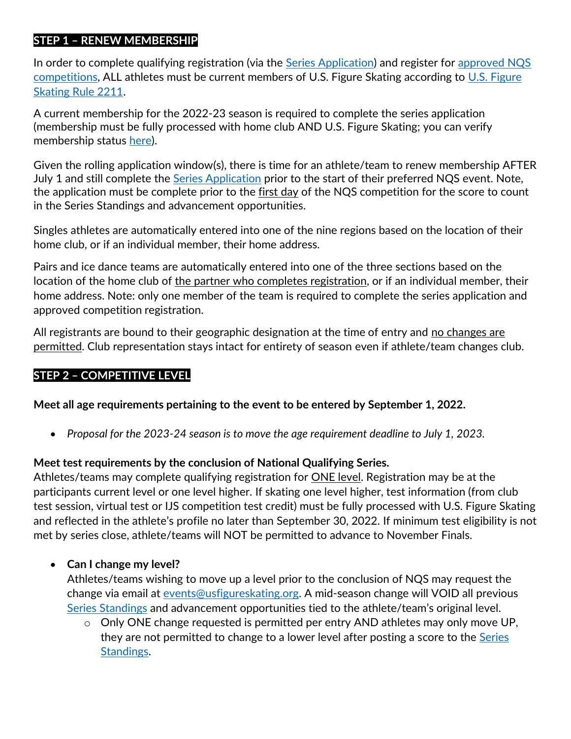## STEP 1 – RENEW MEMBERSHIP

In order to complete qualifying registration (via the [Series Application]) and register for [approved NQS competitions], ALL athletes must be current members of U.S. Figure Skating according to [U.S. Figure Skating Rule 2211].

A current membership for the 2022-23 season is required to complete the series application (membership must be fully processed with home club AND U.S. Figure Skating; you can verify membership status [here]).

Given the rolling application window(s), there is time for an athlete/team to renew membership AFTER July 1 and still complete the [Series Application] prior to the start of their preferred NQS event. Note, the application must be complete prior to the first day of the NQS competition for the score to count in the Series Standings and advancement opportunities.

Singles athletes are automatically entered into one of the nine regions based on the location of their home club, or if an individual member, their home address.

Pairs and ice dance teams are automatically entered into one of the three sections based on the location of the home club of the partner who completes registration, or if an individual member, their home address. Note: only one member of the team is required to complete the series application and approved competition registration.

All registrants are bound to their geographic designation at the time of entry and no changes are permitted. Club representation stays intact for entirety of season even if athlete/team changes club.

## STEP 2 – COMPETITIVE LEVEL

**Meet all age requirements pertaining to the event to be entered by September 1, 2022.**

- *Proposal for the 2023-24 season is to move the age requirement deadline to July 1, 2023.*

**Meet test requirements by the conclusion of National Qualifying Series.**
Athletes/teams may complete qualifying registration for ONE level. Registration may be at the participants current level or one level higher. If skating one level higher, test information (from club test session, virtual test or IJS competition test credit) must be fully processed with U.S. Figure Skating and reflected in the athlete's profile no later than September 30, 2022. If minimum test eligibility is not met by series close, athlete/teams will NOT be permitted to advance to November Finals.

- **Can I change my level?**
  Athletes/teams wishing to move up a level prior to the conclusion of NQS may request the change via email at events@usfigureskating.org. A mid-season change will VOID all previous [Series Standings] and advancement opportunities tied to the athlete/team's original level.
  - Only ONE change requested is permitted per entry AND athletes may only move UP, they are not permitted to change to a lower level after posting a score to the [Series Standings].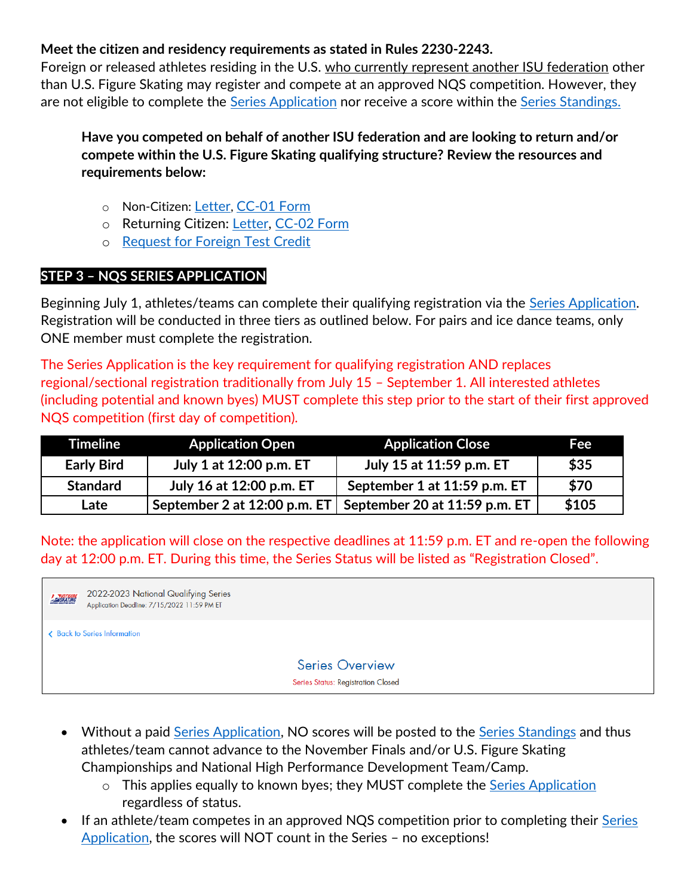**Meet the citizen and residency requirements as stated in Rules 2230-2243.**
Foreign or released athletes residing in the U.S. who currently represent another ISU federation other than U.S. Figure Skating may register and compete at an approved NQS competition. However, they are not eligible to complete the Series Application nor receive a score within the Series Standings.

> **Have you competed on behalf of another ISU federation and are looking to return and/or compete within the U.S. Figure Skating qualifying structure? Review the resources and requirements below:**
>
> - Non-Citizen: Letter, CC-01 Form
> - Returning Citizen: Letter, CC-02 Form
> - Request for Foreign Test Credit

## STEP 3 – NQS SERIES APPLICATION

Beginning July 1, athletes/teams can complete their qualifying registration via the Series Application. Registration will be conducted in three tiers as outlined below. For pairs and ice dance teams, only ONE member must complete the registration.

The Series Application is the key requirement for qualifying registration AND replaces regional/sectional registration traditionally from July 15 – September 1. All interested athletes (including potential and known byes) MUST complete this step prior to the start of their first approved NQS competition (first day of competition).

| Timeline | Application Open | Application Close | Fee |
|---|---|---|---|
| **Early Bird** | **July 1 at 12:00 p.m. ET** | **July 15 at 11:59 p.m. ET** | **$35** |
| **Standard** | **July 16 at 12:00 p.m. ET** | **September 1 at 11:59 p.m. ET** | **$70** |
| **Late** | **September 2 at 12:00 p.m. ET** | **September 20 at 11:59 p.m. ET** | **$105** |

Note: the application will close on the respective deadlines at 11:59 p.m. ET and re-open the following day at 12:00 p.m. ET. During this time, the Series Status will be listed as "Registration Closed".

2022-2023 National Qualifying Series
Application Deadline: 7/15/2022 11:59 PM ET

< Back to Series Information

Series Overview

Series Status: Registration Closed

- Without a paid Series Application, NO scores will be posted to the Series Standings and thus athletes/team cannot advance to the November Finals and/or U.S. Figure Skating Championships and National High Performance Development Team/Camp.
  - This applies equally to known byes; they MUST complete the Series Application regardless of status.
- If an athlete/team competes in an approved NQS competition prior to completing their Series Application, the scores will NOT count in the Series – no exceptions!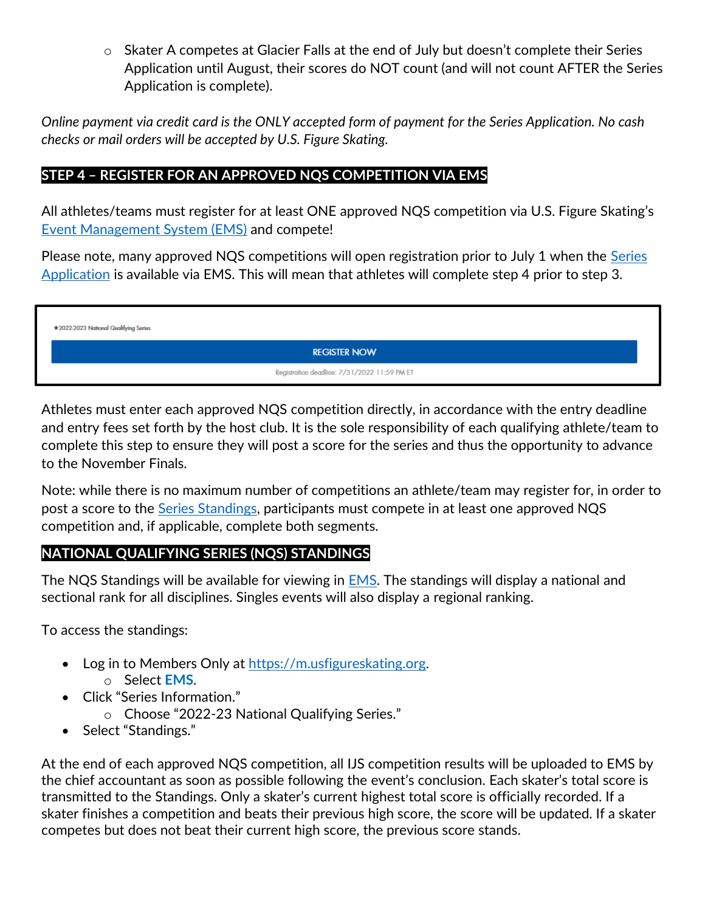- Skater A competes at Glacier Falls at the end of July but doesn't complete their Series Application until August, their scores do NOT count (and will not count AFTER the Series Application is complete).

*Online payment via credit card is the ONLY accepted form of payment for the Series Application. No cash checks or mail orders will be accepted by U.S. Figure Skating.*

## STEP 4 – REGISTER FOR AN APPROVED NQS COMPETITION VIA EMS

All athletes/teams must register for at least ONE approved NQS competition via U.S. Figure Skating's Event Management System (EMS) and compete!

Please note, many approved NQS competitions will open registration prior to July 1 when the Series Application is available via EMS. This will mean that athletes will complete step 4 prior to step 3.

★2022-2023 National Qualifying Series

REGISTER NOW

Registration deadline: 7/31/2022 11:59 PM ET

Athletes must enter each approved NQS competition directly, in accordance with the entry deadline and entry fees set forth by the host club. It is the sole responsibility of each qualifying athlete/team to complete this step to ensure they will post a score for the series and thus the opportunity to advance to the November Finals.

Note: while there is no maximum number of competitions an athlete/team may register for, in order to post a score to the Series Standings, participants must compete in at least one approved NQS competition and, if applicable, complete both segments.

## NATIONAL QUALIFYING SERIES (NQS) STANDINGS

The NQS Standings will be available for viewing in EMS. The standings will display a national and sectional rank for all disciplines. Singles events will also display a regional ranking.

To access the standings:

- Log in to Members Only at https://m.usfigureskating.org.
    - Select **EMS**.
- Click "Series Information."
    - Choose "2022-23 National Qualifying Series."
- Select "Standings."

At the end of each approved NQS competition, all IJS competition results will be uploaded to EMS by the chief accountant as soon as possible following the event's conclusion. Each skater's total score is transmitted to the Standings. Only a skater's current highest total score is officially recorded. If a skater finishes a competition and beats their previous high score, the score will be updated. If a skater competes but does not beat their current high score, the previous score stands.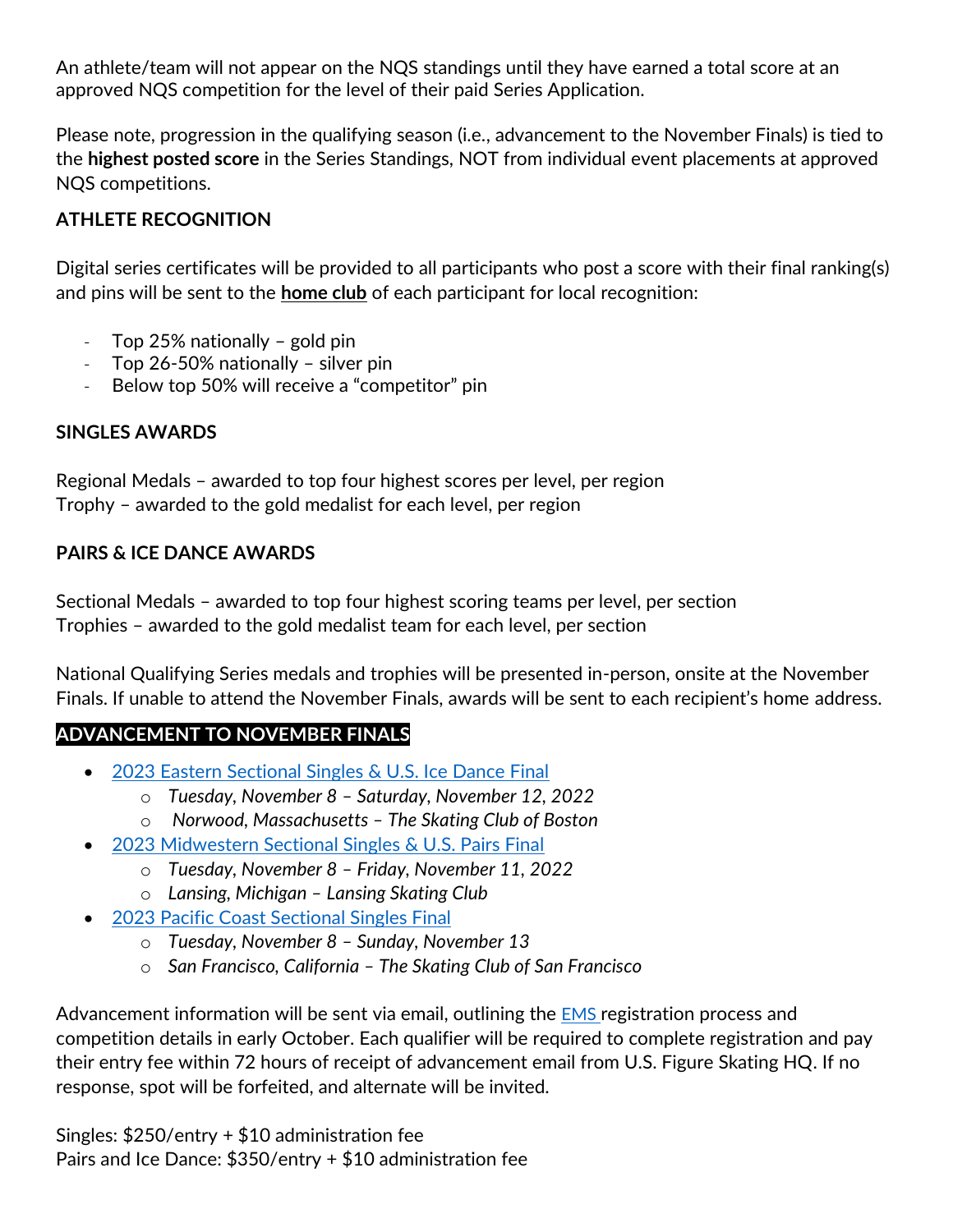An athlete/team will not appear on the NQS standings until they have earned a total score at an approved NQS competition for the level of their paid Series Application.

Please note, progression in the qualifying season (i.e., advancement to the November Finals) is tied to the **highest posted score** in the Series Standings, NOT from individual event placements at approved NQS competitions.

## ATHLETE RECOGNITION

Digital series certificates will be provided to all participants who post a score with their final ranking(s) and pins will be sent to the **home club** of each participant for local recognition:

- Top 25% nationally – gold pin
- Top 26-50% nationally – silver pin
- Below top 50% will receive a "competitor" pin

## SINGLES AWARDS

Regional Medals – awarded to top four highest scores per level, per region
Trophy – awarded to the gold medalist for each level, per region

## PAIRS & ICE DANCE AWARDS

Sectional Medals – awarded to top four highest scoring teams per level, per section
Trophies – awarded to the gold medalist team for each level, per section

National Qualifying Series medals and trophies will be presented in-person, onsite at the November Finals. If unable to attend the November Finals, awards will be sent to each recipient's home address.

## ADVANCEMENT TO NOVEMBER FINALS

- 2023 Eastern Sectional Singles & U.S. Ice Dance Final
  - *Tuesday, November 8 – Saturday, November 12, 2022*
  - *Norwood, Massachusetts – The Skating Club of Boston*
- 2023 Midwestern Sectional Singles & U.S. Pairs Final
  - *Tuesday, November 8 – Friday, November 11, 2022*
  - *Lansing, Michigan – Lansing Skating Club*
- 2023 Pacific Coast Sectional Singles Final
  - *Tuesday, November 8 – Sunday, November 13*
  - *San Francisco, California – The Skating Club of San Francisco*

Advancement information will be sent via email, outlining the EMS registration process and competition details in early October. Each qualifier will be required to complete registration and pay their entry fee within 72 hours of receipt of advancement email from U.S. Figure Skating HQ. If no response, spot will be forfeited, and alternate will be invited.

Singles: $250/entry + $10 administration fee
Pairs and Ice Dance: $350/entry + $10 administration fee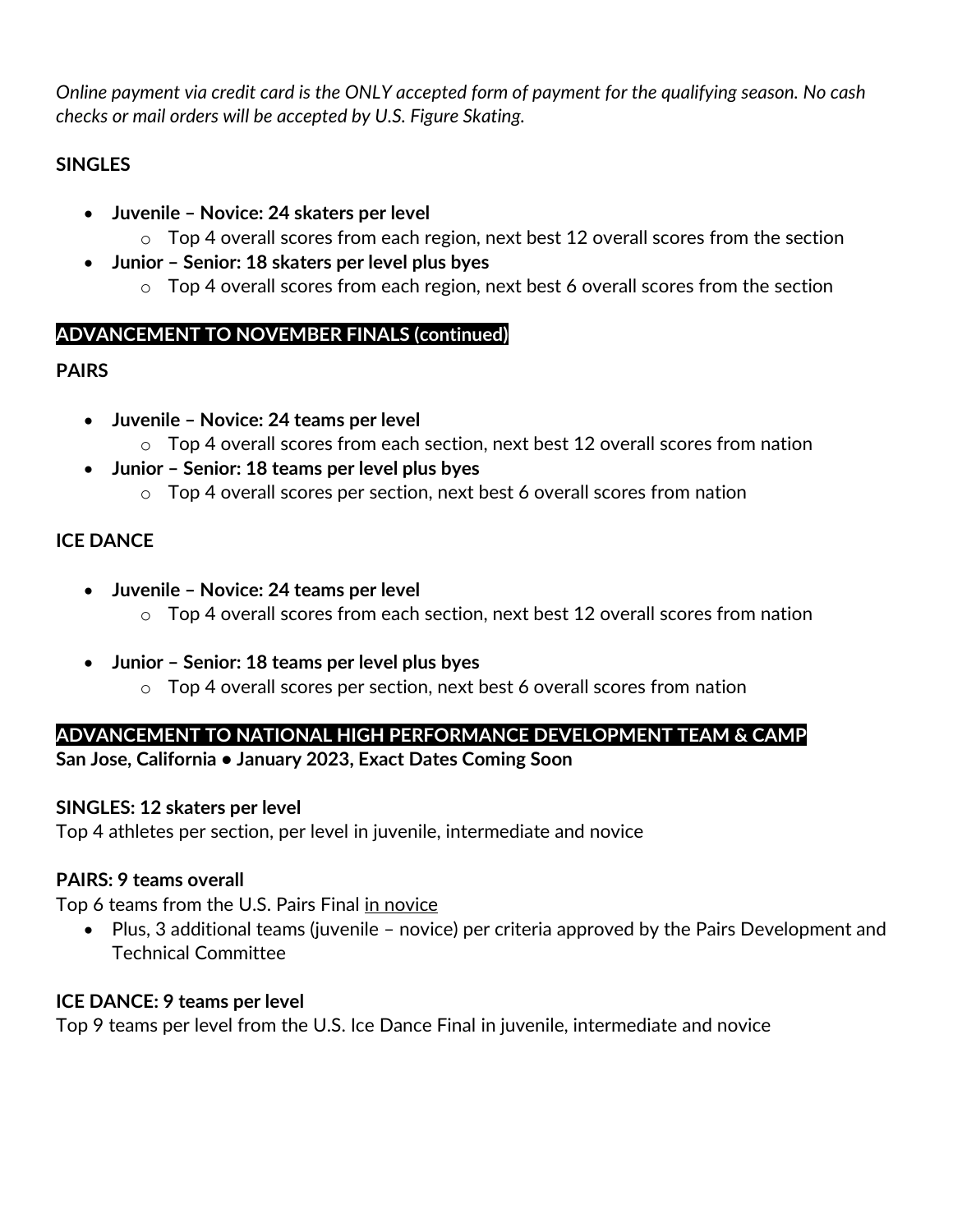*Online payment via credit card is the ONLY accepted form of payment for the qualifying season. No cash checks or mail orders will be accepted by U.S. Figure Skating.*

**SINGLES**

- **Juvenile – Novice: 24 skaters per level**
  - Top 4 overall scores from each region, next best 12 overall scores from the section
- **Junior – Senior: 18 skaters per level plus byes**
  - Top 4 overall scores from each region, next best 6 overall scores from the section

## ADVANCEMENT TO NOVEMBER FINALS (continued)

**PAIRS**

- **Juvenile – Novice: 24 teams per level**
  - Top 4 overall scores from each section, next best 12 overall scores from nation
- **Junior – Senior: 18 teams per level plus byes**
  - Top 4 overall scores per section, next best 6 overall scores from nation

**ICE DANCE**

- **Juvenile – Novice: 24 teams per level**
  - Top 4 overall scores from each section, next best 12 overall scores from nation
- **Junior – Senior: 18 teams per level plus byes**
  - Top 4 overall scores per section, next best 6 overall scores from nation

## ADVANCEMENT TO NATIONAL HIGH PERFORMANCE DEVELOPMENT TEAM & CAMP

**San Jose, California • January 2023, Exact Dates Coming Soon**

**SINGLES: 12 skaters per level**
Top 4 athletes per section, per level in juvenile, intermediate and novice

**PAIRS: 9 teams overall**
Top 6 teams from the U.S. Pairs Final in novice

- Plus, 3 additional teams (juvenile – novice) per criteria approved by the Pairs Development and Technical Committee

**ICE DANCE: 9 teams per level**
Top 9 teams per level from the U.S. Ice Dance Final in juvenile, intermediate and novice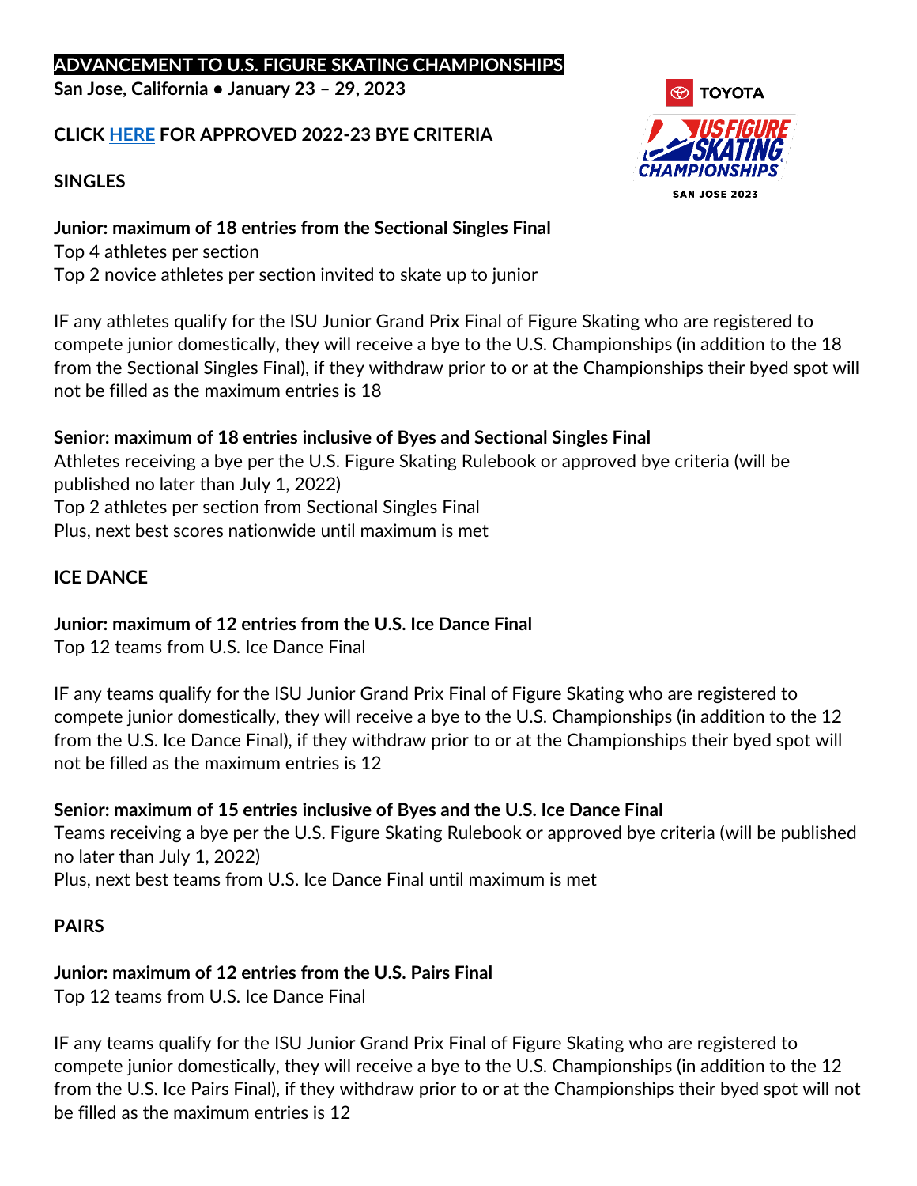# ADVANCEMENT TO U.S. FIGURE SKATING CHAMPIONSHIPS

**San Jose, California • January 23 – 29, 2023**

**CLICK [HERE](#) FOR APPROVED 2022-23 BYE CRITERIA**

## SINGLES

**Junior: maximum of 18 entries from the Sectional Singles Final**

Top 4 athletes per section

Top 2 novice athletes per section invited to skate up to junior

IF any athletes qualify for the ISU Junior Grand Prix Final of Figure Skating who are registered to compete junior domestically, they will receive a bye to the U.S. Championships (in addition to the 18 from the Sectional Singles Final), if they withdraw prior to or at the Championships their byed spot will not be filled as the maximum entries is 18

**Senior: maximum of 18 entries inclusive of Byes and Sectional Singles Final**

Athletes receiving a bye per the U.S. Figure Skating Rulebook or approved bye criteria (will be published no later than July 1, 2022)

Top 2 athletes per section from Sectional Singles Final

Plus, next best scores nationwide until maximum is met

## ICE DANCE

**Junior: maximum of 12 entries from the U.S. Ice Dance Final**

Top 12 teams from U.S. Ice Dance Final

IF any teams qualify for the ISU Junior Grand Prix Final of Figure Skating who are registered to compete junior domestically, they will receive a bye to the U.S. Championships (in addition to the 12 from the U.S. Ice Dance Final), if they withdraw prior to or at the Championships their byed spot will not be filled as the maximum entries is 12

**Senior: maximum of 15 entries inclusive of Byes and the U.S. Ice Dance Final**

Teams receiving a bye per the U.S. Figure Skating Rulebook or approved bye criteria (will be published no later than July 1, 2022)

Plus, next best teams from U.S. Ice Dance Final until maximum is met

## PAIRS

**Junior: maximum of 12 entries from the U.S. Pairs Final**

Top 12 teams from U.S. Ice Dance Final

IF any teams qualify for the ISU Junior Grand Prix Final of Figure Skating who are registered to compete junior domestically, they will receive a bye to the U.S. Championships (in addition to the 12 from the U.S. Ice Pairs Final), if they withdraw prior to or at the Championships their byed spot will not be filled as the maximum entries is 12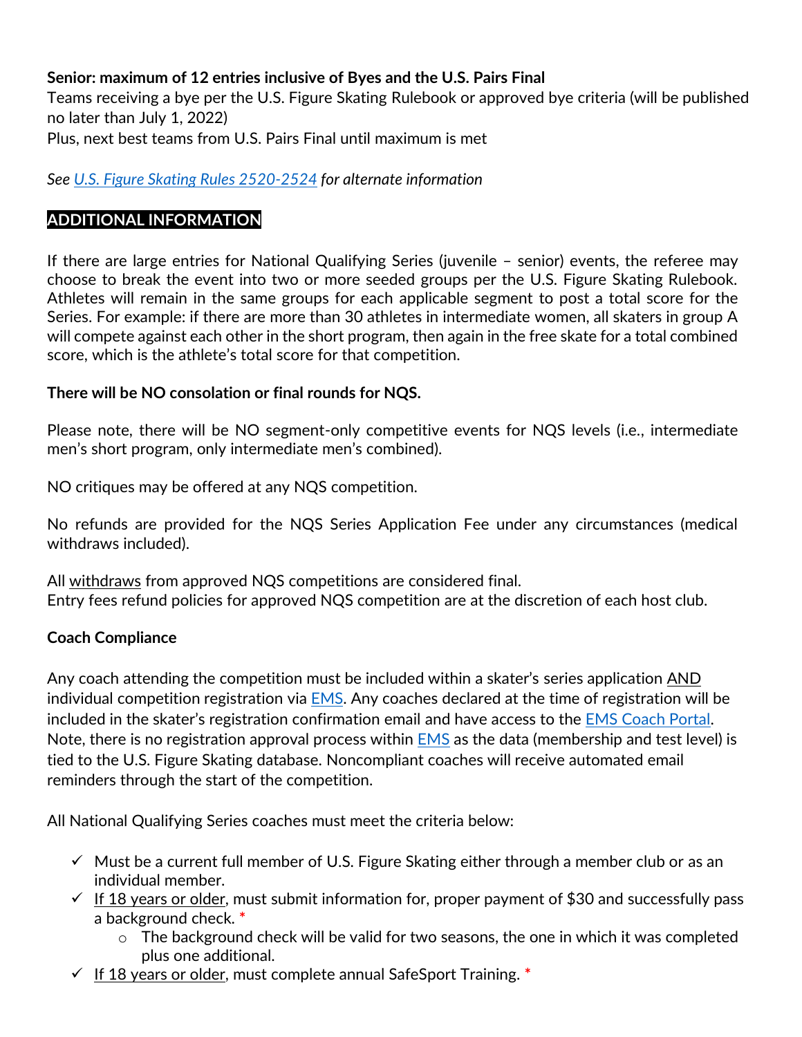**Senior: maximum of 12 entries inclusive of Byes and the U.S. Pairs Final**

Teams receiving a bye per the U.S. Figure Skating Rulebook or approved bye criteria (will be published no later than July 1, 2022)

Plus, next best teams from U.S. Pairs Final until maximum is met

*See [U.S. Figure Skating Rules 2520-2524](#) for alternate information*

## ADDITIONAL INFORMATION

If there are large entries for National Qualifying Series (juvenile – senior) events, the referee may choose to break the event into two or more seeded groups per the U.S. Figure Skating Rulebook. Athletes will remain in the same groups for each applicable segment to post a total score for the Series. For example: if there are more than 30 athletes in intermediate women, all skaters in group A will compete against each other in the short program, then again in the free skate for a total combined score, which is the athlete's total score for that competition.

**There will be NO consolation or final rounds for NQS.**

Please note, there will be NO segment-only competitive events for NQS levels (i.e., intermediate men's short program, only intermediate men's combined).

NO critiques may be offered at any NQS competition.

No refunds are provided for the NQS Series Application Fee under any circumstances (medical withdraws included).

All withdraws from approved NQS competitions are considered final.
Entry fees refund policies for approved NQS competition are at the discretion of each host club.

**Coach Compliance**

Any coach attending the competition must be included within a skater's series application AND individual competition registration via [EMS](#). Any coaches declared at the time of registration will be included in the skater's registration confirmation email and have access to the [EMS Coach Portal](#). Note, there is no registration approval process within [EMS](#) as the data (membership and test level) is tied to the U.S. Figure Skating database. Noncompliant coaches will receive automated email reminders through the start of the competition.

All National Qualifying Series coaches must meet the criteria below:

- ✓ Must be a current full member of U.S. Figure Skating either through a member club or as an individual member.
- ✓ If 18 years or older, must submit information for, proper payment of $30 and successfully pass a background check. *
  - The background check will be valid for two seasons, the one in which it was completed plus one additional.
- ✓ If 18 years or older, must complete annual SafeSport Training. *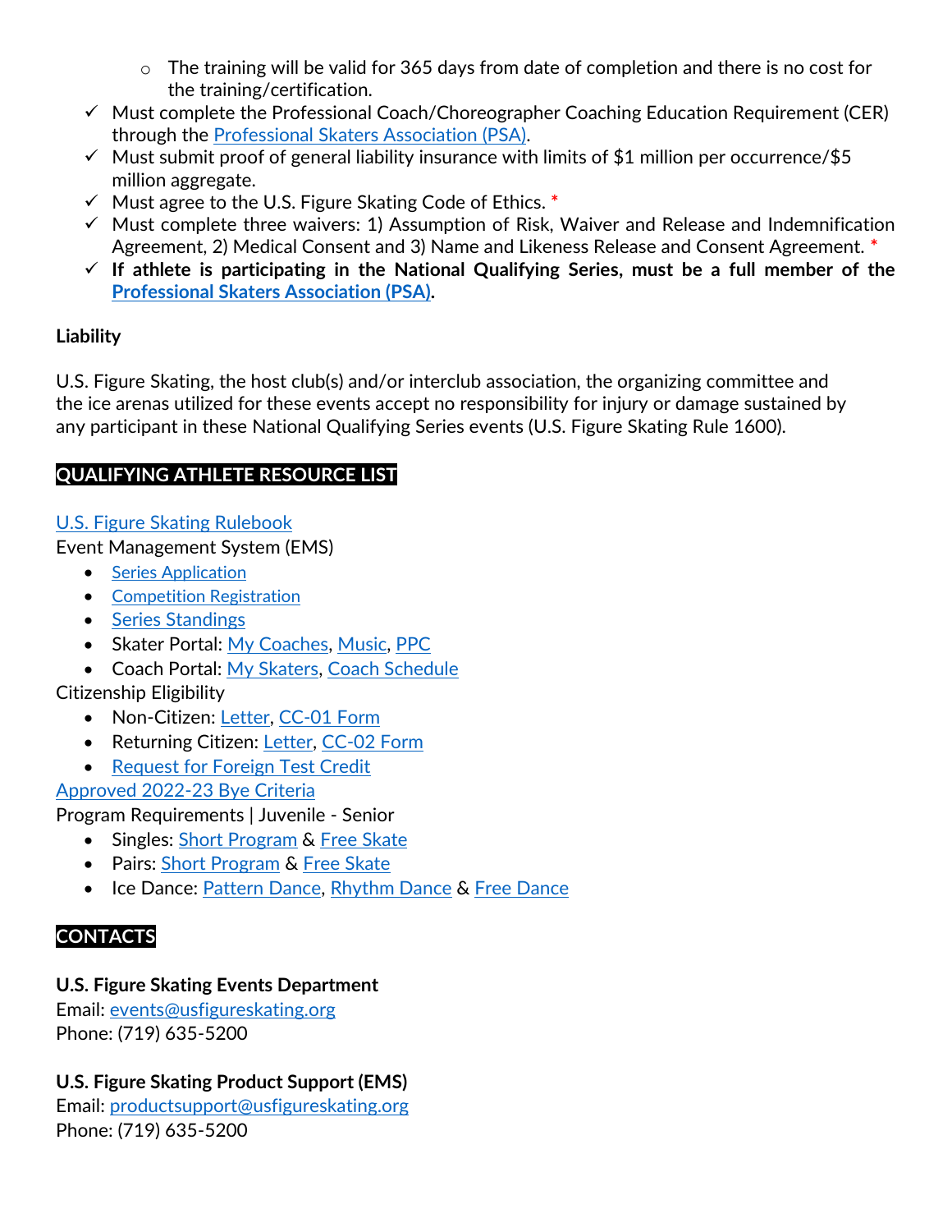- The training will be valid for 365 days from date of completion and there is no cost for the training/certification.

- ✓ Must complete the Professional Coach/Choreographer Coaching Education Requirement (CER) through the Professional Skaters Association (PSA).
- ✓ Must submit proof of general liability insurance with limits of $1 million per occurrence/$5 million aggregate.
- ✓ Must agree to the U.S. Figure Skating Code of Ethics. *
- ✓ Must complete three waivers: 1) Assumption of Risk, Waiver and Release and Indemnification Agreement, 2) Medical Consent and 3) Name and Likeness Release and Consent Agreement. *
- ✓ **If athlete is participating in the National Qualifying Series, must be a full member of the Professional Skaters Association (PSA).**

**Liability**

U.S. Figure Skating, the host club(s) and/or interclub association, the organizing committee and the ice arenas utilized for these events accept no responsibility for injury or damage sustained by any participant in these National Qualifying Series events (U.S. Figure Skating Rule 1600).

## QUALIFYING ATHLETE RESOURCE LIST

U.S. Figure Skating Rulebook

Event Management System (EMS)

- Series Application
- Competition Registration
- Series Standings
- Skater Portal: My Coaches, Music, PPC
- Coach Portal: My Skaters, Coach Schedule

Citizenship Eligibility

- Non-Citizen: Letter, CC-01 Form
- Returning Citizen: Letter, CC-02 Form
- Request for Foreign Test Credit

Approved 2022-23 Bye Criteria

Program Requirements | Juvenile - Senior

- Singles: Short Program & Free Skate
- Pairs: Short Program & Free Skate
- Ice Dance: Pattern Dance, Rhythm Dance & Free Dance

## CONTACTS

**U.S. Figure Skating Events Department**
Email: events@usfigureskating.org
Phone: (719) 635-5200

**U.S. Figure Skating Product Support (EMS)**
Email: productsupport@usfigureskating.org
Phone: (719) 635-5200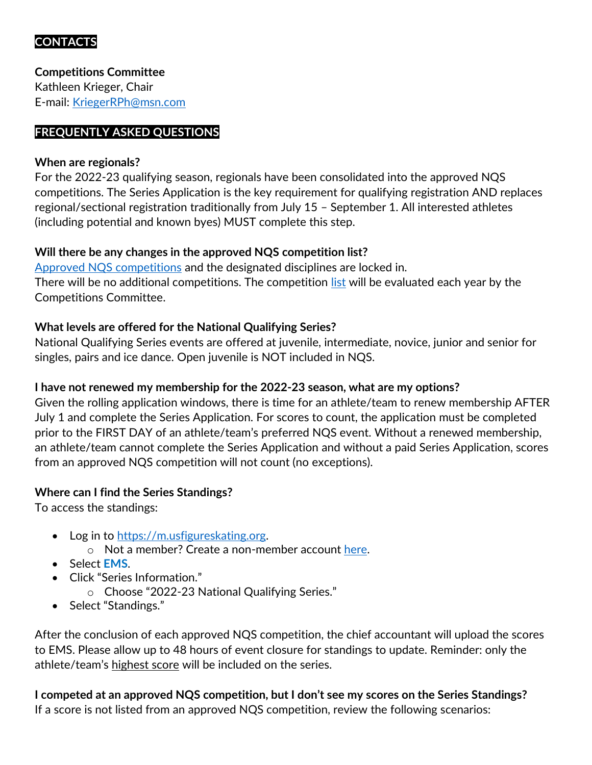## CONTACTS

**Competitions Committee**
Kathleen Krieger, Chair
E-mail: [KriegerRPh@msn.com](mailto:KriegerRPh@msn.com)

## FREQUENTLY ASKED QUESTIONS

**When are regionals?**
For the 2022-23 qualifying season, regionals have been consolidated into the approved NQS competitions. The Series Application is the key requirement for qualifying registration AND replaces regional/sectional registration traditionally from July 15 – September 1. All interested athletes (including potential and known byes) MUST complete this step.

**Will there be any changes in the approved NQS competition list?**
Approved NQS competitions and the designated disciplines are locked in.
There will be no additional competitions. The competition list will be evaluated each year by the Competitions Committee.

**What levels are offered for the National Qualifying Series?**
National Qualifying Series events are offered at juvenile, intermediate, novice, junior and senior for singles, pairs and ice dance. Open juvenile is NOT included in NQS.

**I have not renewed my membership for the 2022-23 season, what are my options?**
Given the rolling application windows, there is time for an athlete/team to renew membership AFTER July 1 and complete the Series Application. For scores to count, the application must be completed prior to the FIRST DAY of an athlete/team's preferred NQS event. Without a renewed membership, an athlete/team cannot complete the Series Application and without a paid Series Application, scores from an approved NQS competition will not count (no exceptions).

**Where can I find the Series Standings?**
To access the standings:

- Log in to https://m.usfigureskating.org.
  - Not a member? Create a non-member account here.
- Select **EMS**.
- Click "Series Information."
  - Choose "2022-23 National Qualifying Series."
- Select "Standings."

After the conclusion of each approved NQS competition, the chief accountant will upload the scores to EMS. Please allow up to 48 hours of event closure for standings to update. Reminder: only the athlete/team's highest score will be included on the series.

**I competed at an approved NQS competition, but I don't see my scores on the Series Standings?**
If a score is not listed from an approved NQS competition, review the following scenarios: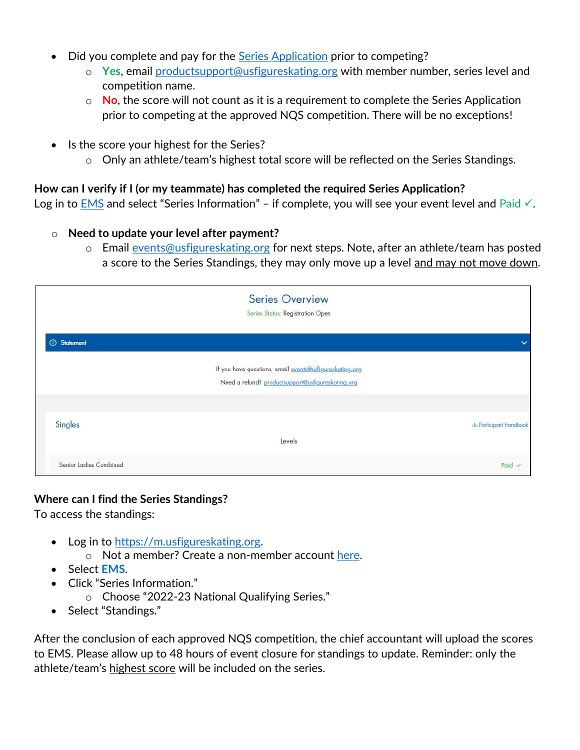- Did you complete and pay for the Series Application prior to competing?
  - **Yes**, email productsupport@usfigureskating.org with member number, series level and competition name.
  - **No**, the score will not count as it is a requirement to complete the Series Application prior to competing at the approved NQS competition. There will be no exceptions!

- Is the score your highest for the Series?
  - Only an athlete/team's highest total score will be reflected on the Series Standings.

**How can I verify if I (or my teammate) has completed the required Series Application?**
Log in to EMS and select "Series Information" – if complete, you will see your event level and Paid ✓.

- **Need to update your level after payment?**
  - Email events@usfigureskating.org for next steps. Note, after an athlete/team has posted a score to the Series Standings, they may only move up a level and may not move down.

Series Overview

Series Status: Registration Open

Statement

If you have questions, email events@usfigureskating.org

Need a refund? productsupport@usfigureskating.org

Singles — Participant Handbook

Levels

Senior Ladies Combined — Paid ✓

**Where can I find the Series Standings?**
To access the standings:

- Log in to https://m.usfigureskating.org.
  - Not a member? Create a non-member account here.
- Select **EMS**.
- Click "Series Information."
  - Choose "2022-23 National Qualifying Series."
- Select "Standings."

After the conclusion of each approved NQS competition, the chief accountant will upload the scores to EMS. Please allow up to 48 hours of event closure for standings to update. Reminder: only the athlete/team's highest score will be included on the series.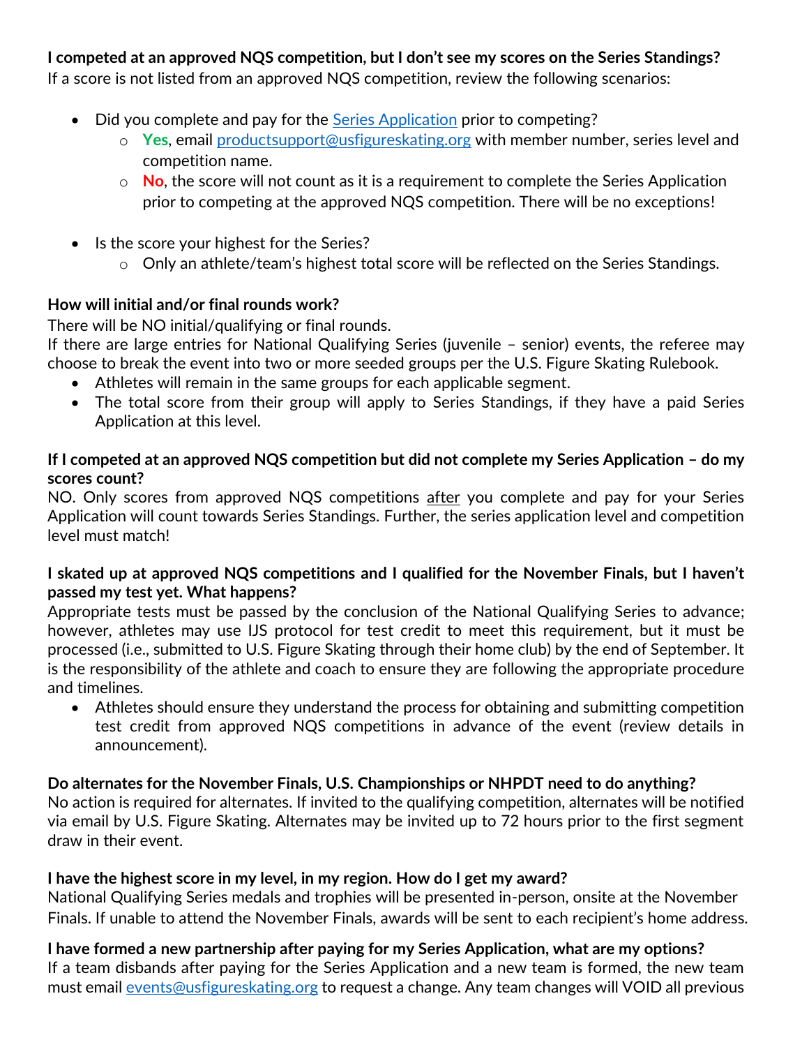**I competed at an approved NQS competition, but I don't see my scores on the Series Standings?**
If a score is not listed from an approved NQS competition, review the following scenarios:

- Did you complete and pay for the Series Application prior to competing?
  - **Yes**, email productsupport@usfigureskating.org with member number, series level and competition name.
  - **No**, the score will not count as it is a requirement to complete the Series Application prior to competing at the approved NQS competition. There will be no exceptions!

- Is the score your highest for the Series?
  - Only an athlete/team's highest total score will be reflected on the Series Standings.

**How will initial and/or final rounds work?**
There will be NO initial/qualifying or final rounds.
If there are large entries for National Qualifying Series (juvenile – senior) events, the referee may choose to break the event into two or more seeded groups per the U.S. Figure Skating Rulebook.

- Athletes will remain in the same groups for each applicable segment.
- The total score from their group will apply to Series Standings, if they have a paid Series Application at this level.

**If I competed at an approved NQS competition but did not complete my Series Application – do my scores count?**
NO. Only scores from approved NQS competitions after you complete and pay for your Series Application will count towards Series Standings. Further, the series application level and competition level must match!

**I skated up at approved NQS competitions and I qualified for the November Finals, but I haven't passed my test yet. What happens?**
Appropriate tests must be passed by the conclusion of the National Qualifying Series to advance; however, athletes may use IJS protocol for test credit to meet this requirement, but it must be processed (i.e., submitted to U.S. Figure Skating through their home club) by the end of September. It is the responsibility of the athlete and coach to ensure they are following the appropriate procedure and timelines.

- Athletes should ensure they understand the process for obtaining and submitting competition test credit from approved NQS competitions in advance of the event (review details in announcement).

**Do alternates for the November Finals, U.S. Championships or NHPDT need to do anything?**
No action is required for alternates. If invited to the qualifying competition, alternates will be notified via email by U.S. Figure Skating. Alternates may be invited up to 72 hours prior to the first segment draw in their event.

**I have the highest score in my level, in my region. How do I get my award?**
National Qualifying Series medals and trophies will be presented in-person, onsite at the November Finals. If unable to attend the November Finals, awards will be sent to each recipient's home address.

**I have formed a new partnership after paying for my Series Application, what are my options?**
If a team disbands after paying for the Series Application and a new team is formed, the new team must email events@usfigureskating.org to request a change. Any team changes will VOID all previous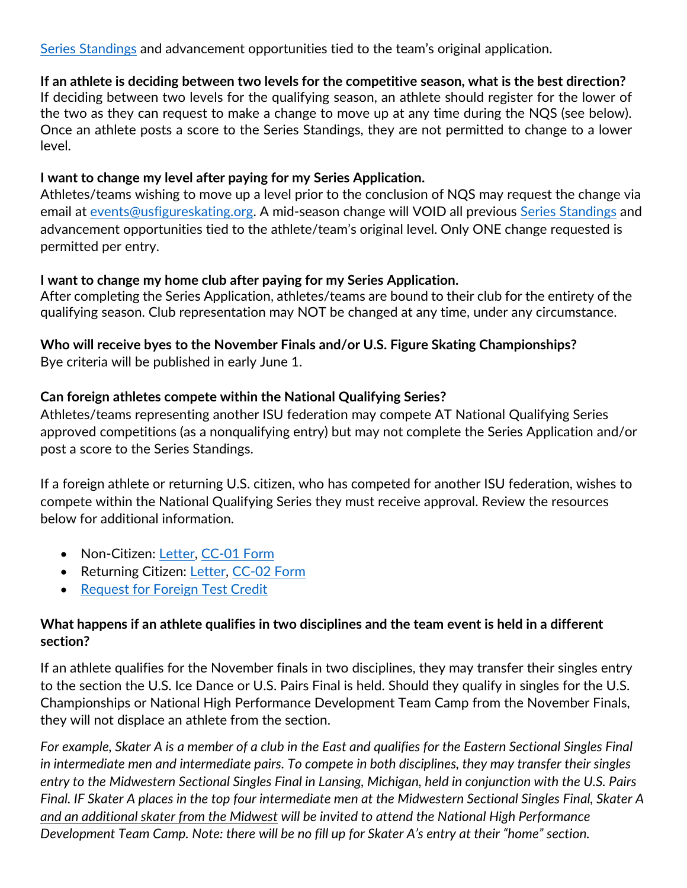[Series Standings](#) and advancement opportunities tied to the team's original application.

**If an athlete is deciding between two levels for the competitive season, what is the best direction?**
If deciding between two levels for the qualifying season, an athlete should register for the lower of the two as they can request to make a change to move up at any time during the NQS (see below). Once an athlete posts a score to the Series Standings, they are not permitted to change to a lower level.

**I want to change my level after paying for my Series Application.**
Athletes/teams wishing to move up a level prior to the conclusion of NQS may request the change via email at [events@usfigureskating.org](mailto:events@usfigureskating.org). A mid-season change will VOID all previous [Series Standings](#) and advancement opportunities tied to the athlete/team's original level. Only ONE change requested is permitted per entry.

**I want to change my home club after paying for my Series Application.**
After completing the Series Application, athletes/teams are bound to their club for the entirety of the qualifying season. Club representation may NOT be changed at any time, under any circumstance.

**Who will receive byes to the November Finals and/or U.S. Figure Skating Championships?**
Bye criteria will be published in early June 1.

**Can foreign athletes compete within the National Qualifying Series?**
Athletes/teams representing another ISU federation may compete AT National Qualifying Series approved competitions (as a nonqualifying entry) but may not complete the Series Application and/or post a score to the Series Standings.

If a foreign athlete or returning U.S. citizen, who has competed for another ISU federation, wishes to compete within the National Qualifying Series they must receive approval. Review the resources below for additional information.

- Non-Citizen: [Letter](#), [CC-01 Form](#)
- Returning Citizen: [Letter](#), [CC-02 Form](#)
- [Request for Foreign Test Credit](#)

**What happens if an athlete qualifies in two disciplines and the team event is held in a different section?**

If an athlete qualifies for the November finals in two disciplines, they may transfer their singles entry to the section the U.S. Ice Dance or U.S. Pairs Final is held. Should they qualify in singles for the U.S. Championships or National High Performance Development Team Camp from the November Finals, they will not displace an athlete from the section.

*For example, Skater A is a member of a club in the East and qualifies for the Eastern Sectional Singles Final in intermediate men and intermediate pairs. To compete in both disciplines, they may transfer their singles entry to the Midwestern Sectional Singles Final in Lansing, Michigan, held in conjunction with the U.S. Pairs Final. IF Skater A places in the top four intermediate men at the Midwestern Sectional Singles Final, Skater A <u>and an additional skater from the Midwest</u> will be invited to attend the National High Performance Development Team Camp. Note: there will be no fill up for Skater A's entry at their "home" section.*